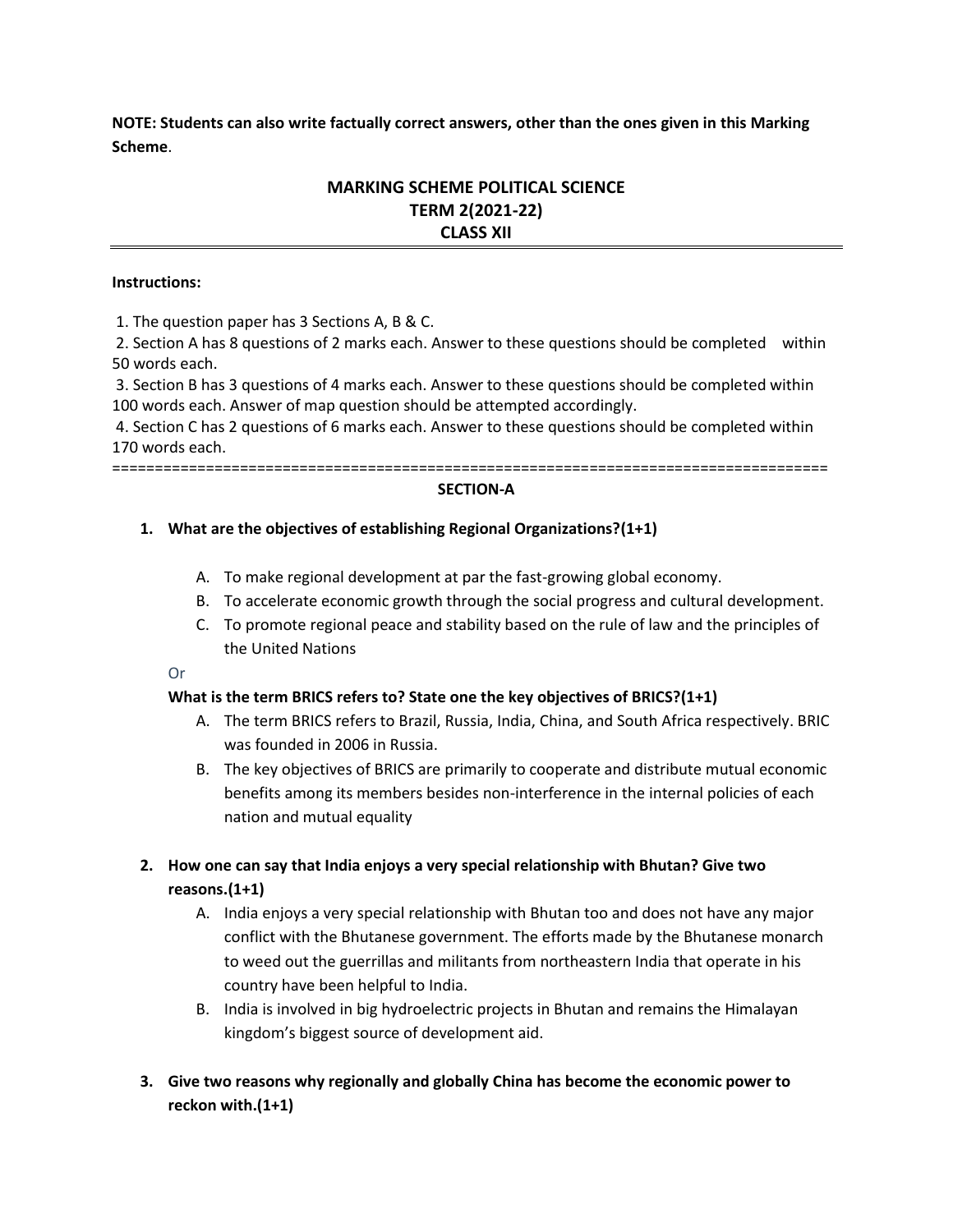**NOTE: Students can also write factually correct answers, other than the ones given in this Marking Scheme**.

## MARKING SCHEME POLITICAL SCIENCE
## TERM 2(2021-22)
## CLASS XII

**Instructions:**

1. The question paper has 3 Sections A, B & C.
2. Section A has 8 questions of 2 marks each. Answer to these questions should be completed within 50 words each.
3. Section B has 3 questions of 4 marks each. Answer to these questions should be completed within 100 words each. Answer of map question should be attempted accordingly.
4. Section C has 2 questions of 6 marks each. Answer to these questions should be completed within 170 words each.

===================================================================================

### SECTION-A

1. **What are the objectives of establishing Regional Organizations?(1+1)**

   A. To make regional development at par the fast-growing global economy.
   B. To accelerate economic growth through the social progress and cultural development.
   C. To promote regional peace and stability based on the rule of law and the principles of the United Nations

   Or

   **What is the term BRICS refers to? State one the key objectives of BRICS?(1+1)**

   A. The term BRICS refers to Brazil, Russia, India, China, and South Africa respectively. BRIC was founded in 2006 in Russia.
   B. The key objectives of BRICS are primarily to cooperate and distribute mutual economic benefits among its members besides non-interference in the internal policies of each nation and mutual equality

2. **How one can say that India enjoys a very special relationship with Bhutan? Give two reasons.(1+1)**

   A. India enjoys a very special relationship with Bhutan too and does not have any major conflict with the Bhutanese government. The efforts made by the Bhutanese monarch to weed out the guerrillas and militants from northeastern India that operate in his country have been helpful to India.
   B. India is involved in big hydroelectric projects in Bhutan and remains the Himalayan kingdom's biggest source of development aid.

3. **Give two reasons why regionally and globally China has become the economic power to reckon with.(1+1)**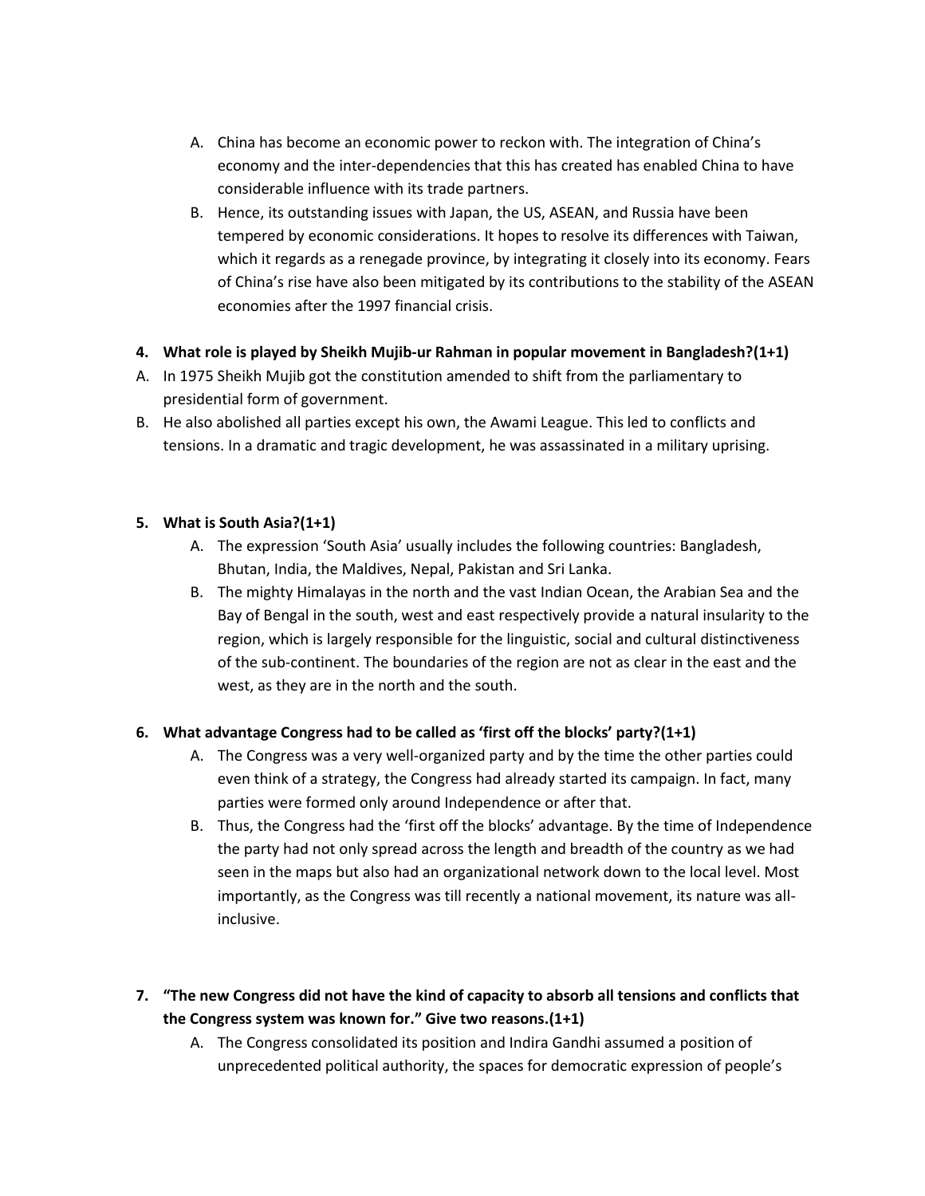A. China has become an economic power to reckon with. The integration of China's economy and the inter-dependencies that this has created has enabled China to have considerable influence with its trade partners.

B. Hence, its outstanding issues with Japan, the US, ASEAN, and Russia have been tempered by economic considerations. It hopes to resolve its differences with Taiwan, which it regards as a renegade province, by integrating it closely into its economy. Fears of China's rise have also been mitigated by its contributions to the stability of the ASEAN economies after the 1997 financial crisis.

**4. What role is played by Sheikh Mujib-ur Rahman in popular movement in Bangladesh?(1+1)**

A. In 1975 Sheikh Mujib got the constitution amended to shift from the parliamentary to presidential form of government.

B. He also abolished all parties except his own, the Awami League. This led to conflicts and tensions. In a dramatic and tragic development, he was assassinated in a military uprising.

**5. What is South Asia?(1+1)**

A. The expression 'South Asia' usually includes the following countries: Bangladesh, Bhutan, India, the Maldives, Nepal, Pakistan and Sri Lanka.

B. The mighty Himalayas in the north and the vast Indian Ocean, the Arabian Sea and the Bay of Bengal in the south, west and east respectively provide a natural insularity to the region, which is largely responsible for the linguistic, social and cultural distinctiveness of the sub-continent. The boundaries of the region are not as clear in the east and the west, as they are in the north and the south.

**6. What advantage Congress had to be called as 'first off the blocks' party?(1+1)**

A. The Congress was a very well-organized party and by the time the other parties could even think of a strategy, the Congress had already started its campaign. In fact, many parties were formed only around Independence or after that.

B. Thus, the Congress had the 'first off the blocks' advantage. By the time of Independence the party had not only spread across the length and breadth of the country as we had seen in the maps but also had an organizational network down to the local level. Most importantly, as the Congress was till recently a national movement, its nature was all-inclusive.

**7. "The new Congress did not have the kind of capacity to absorb all tensions and conflicts that the Congress system was known for." Give two reasons.(1+1)**

A. The Congress consolidated its position and Indira Gandhi assumed a position of unprecedented political authority, the spaces for democratic expression of people's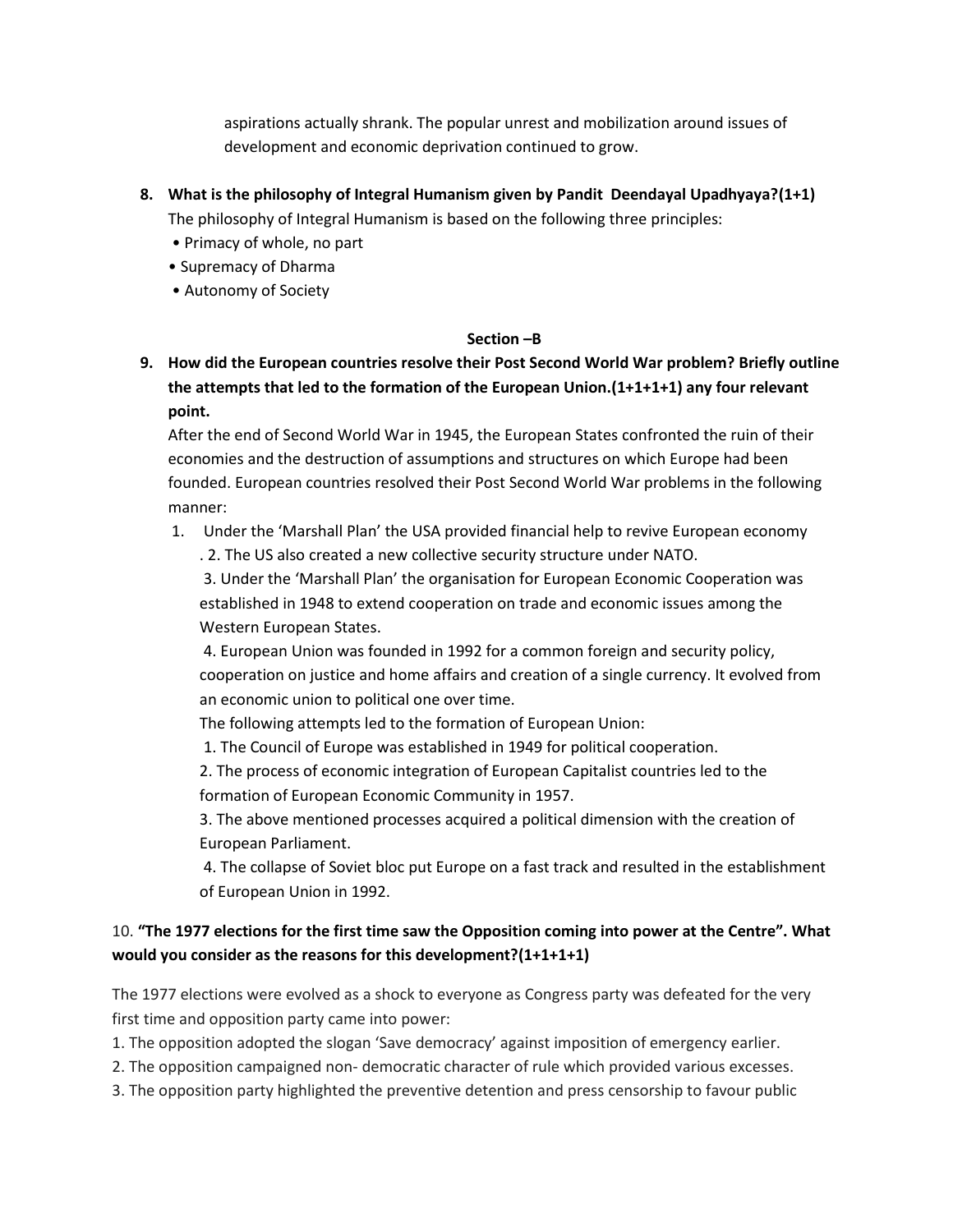aspirations actually shrank. The popular unrest and mobilization around issues of development and economic deprivation continued to grow.

**8. What is the philosophy of Integral Humanism given by Pandit Deendayal Upadhyaya?(1+1)**

The philosophy of Integral Humanism is based on the following three principles:

- Primacy of whole, no part
- Supremacy of Dharma
- Autonomy of Society

**Section –B**

**9. How did the European countries resolve their Post Second World War problem? Briefly outline the attempts that led to the formation of the European Union.(1+1+1+1) any four relevant point.**

After the end of Second World War in 1945, the European States confronted the ruin of their economies and the destruction of assumptions and structures on which Europe had been founded. European countries resolved their Post Second World War problems in the following manner:

1. Under the 'Marshall Plan' the USA provided financial help to revive European economy
2. The US also created a new collective security structure under NATO.
3. Under the 'Marshall Plan' the organisation for European Economic Cooperation was established in 1948 to extend cooperation on trade and economic issues among the Western European States.
4. European Union was founded in 1992 for a common foreign and security policy, cooperation on justice and home affairs and creation of a single currency. It evolved from an economic union to political one over time.

The following attempts led to the formation of European Union:

1. The Council of Europe was established in 1949 for political cooperation.
2. The process of economic integration of European Capitalist countries led to the formation of European Economic Community in 1957.
3. The above mentioned processes acquired a political dimension with the creation of European Parliament.
4. The collapse of Soviet bloc put Europe on a fast track and resulted in the establishment of European Union in 1992.

10. **"The 1977 elections for the first time saw the Opposition coming into power at the Centre". What would you consider as the reasons for this development?(1+1+1+1)**

The 1977 elections were evolved as a shock to everyone as Congress party was defeated for the very first time and opposition party came into power:

1. The opposition adopted the slogan 'Save democracy' against imposition of emergency earlier.
2. The opposition campaigned non- democratic character of rule which provided various excesses.
3. The opposition party highlighted the preventive detention and press censorship to favour public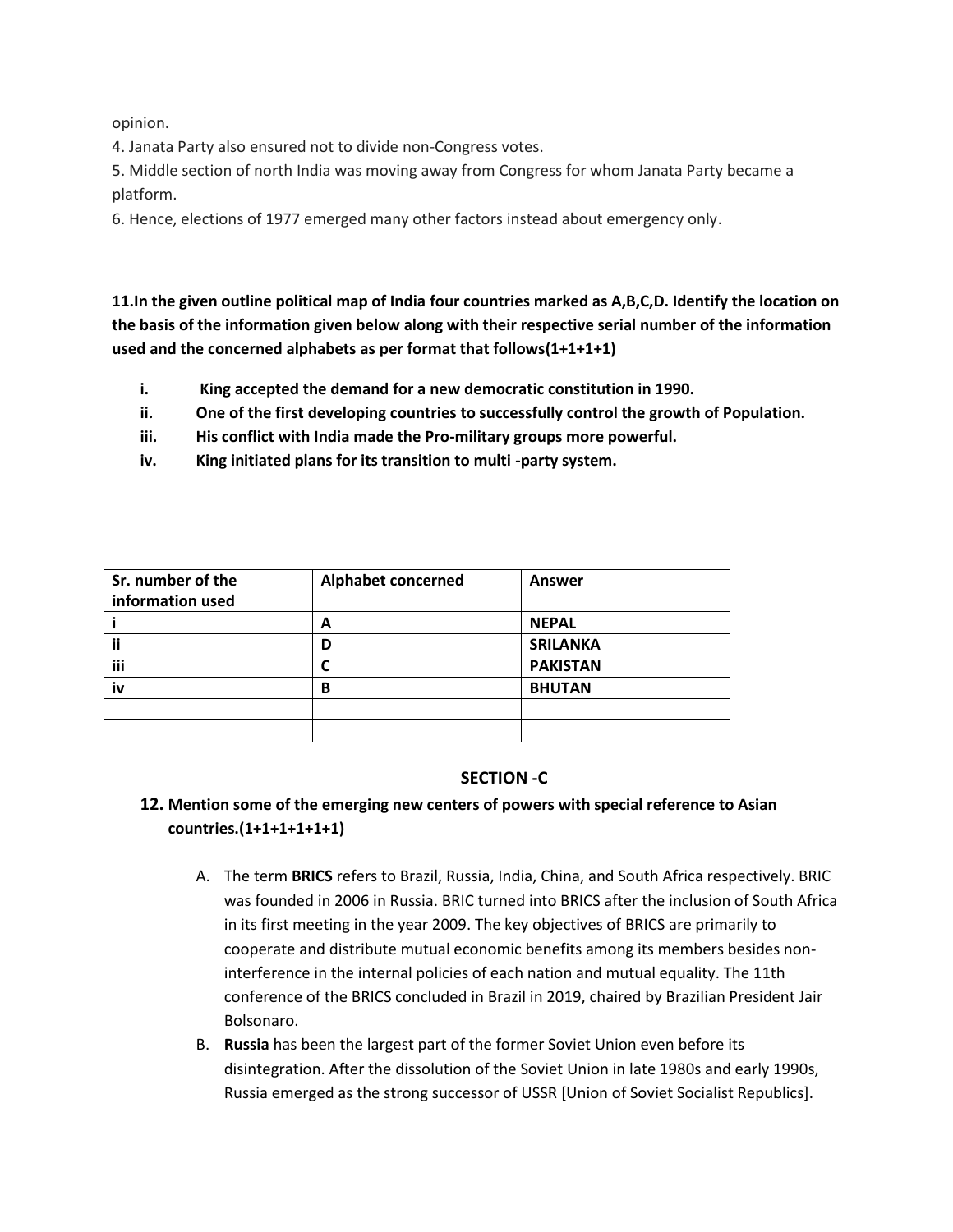opinion.

4. Janata Party also ensured not to divide non-Congress votes.
5. Middle section of north India was moving away from Congress for whom Janata Party became a platform.
6. Hence, elections of 1977 emerged many other factors instead about emergency only.

**11.In the given outline political map of India four countries marked as A,B,C,D. Identify the location on the basis of the information given below along with their respective serial number of the information used and the concerned alphabets as per format that follows(1+1+1+1)**

- **i. King accepted the demand for a new democratic constitution in 1990.**
- **ii. One of the first developing countries to successfully control the growth of Population.**
- **iii. His conflict with India made the Pro-military groups more powerful.**
- **iv. King initiated plans for its transition to multi -party system.**

| Sr. number of the information used | Alphabet concerned | Answer |
|---|---|---|
| i | A | NEPAL |
| ii | D | SRILANKA |
| iii | C | PAKISTAN |
| iv | B | BHUTAN |
| | | |
| | | |

## SECTION -C

**12. Mention some of the emerging new centers of powers with special reference to Asian countries.(1+1+1+1+1+1)**

A. The term **BRICS** refers to Brazil, Russia, India, China, and South Africa respectively. BRIC was founded in 2006 in Russia. BRIC turned into BRICS after the inclusion of South Africa in its first meeting in the year 2009. The key objectives of BRICS are primarily to cooperate and distribute mutual economic benefits among its members besides non-interference in the internal policies of each nation and mutual equality. The 11th conference of the BRICS concluded in Brazil in 2019, chaired by Brazilian President Jair Bolsonaro.

B. **Russia** has been the largest part of the former Soviet Union even before its disintegration. After the dissolution of the Soviet Union in late 1980s and early 1990s, Russia emerged as the strong successor of USSR [Union of Soviet Socialist Republics].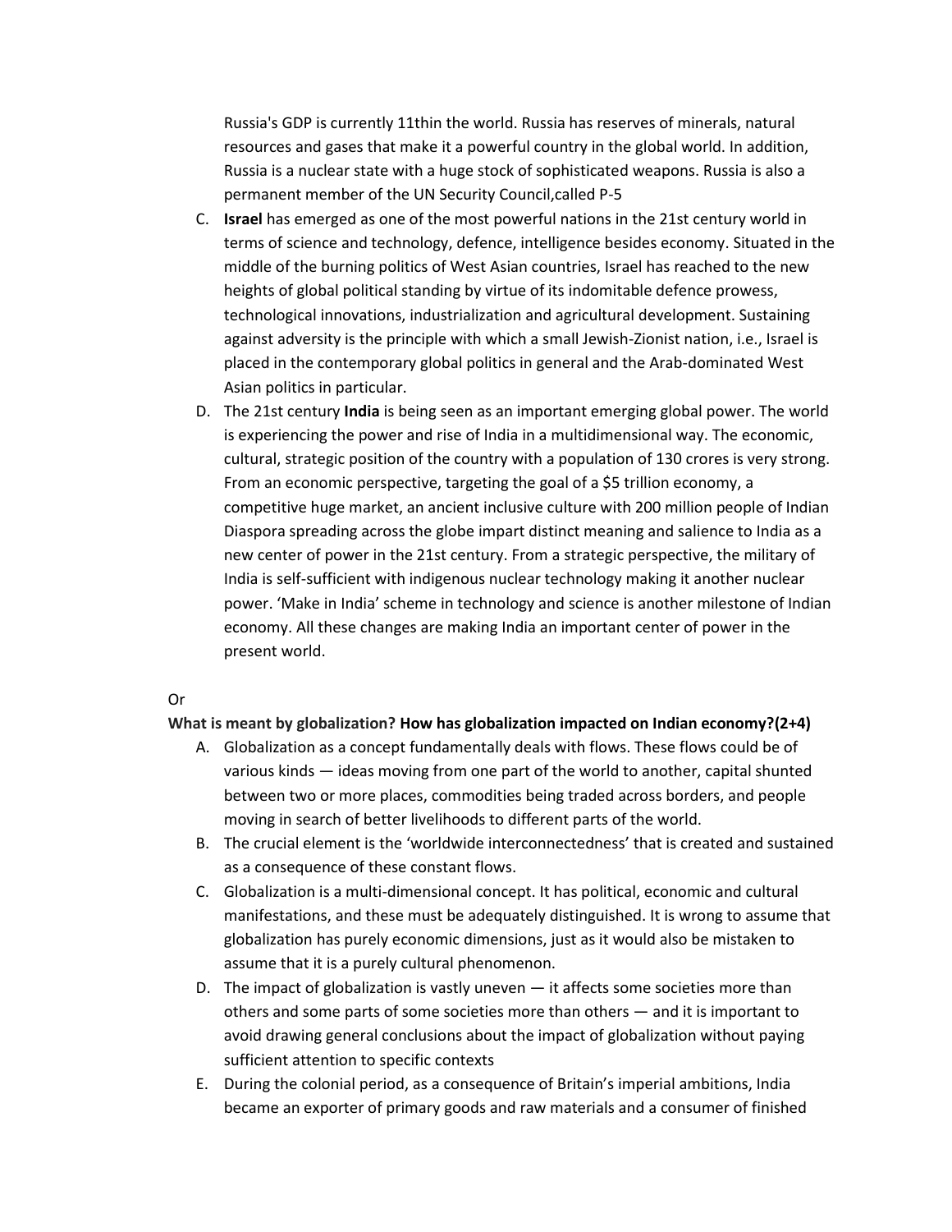Russia's GDP is currently 11thin the world. Russia has reserves of minerals, natural resources and gases that make it a powerful country in the global world. In addition, Russia is a nuclear state with a huge stock of sophisticated weapons. Russia is also a permanent member of the UN Security Council,called P-5

C. **Israel** has emerged as one of the most powerful nations in the 21st century world in terms of science and technology, defence, intelligence besides economy. Situated in the middle of the burning politics of West Asian countries, Israel has reached to the new heights of global political standing by virtue of its indomitable defence prowess, technological innovations, industrialization and agricultural development. Sustaining against adversity is the principle with which a small Jewish-Zionist nation, i.e., Israel is placed in the contemporary global politics in general and the Arab-dominated West Asian politics in particular.

D. The 21st century **India** is being seen as an important emerging global power. The world is experiencing the power and rise of India in a multidimensional way. The economic, cultural, strategic position of the country with a population of 130 crores is very strong. From an economic perspective, targeting the goal of a $5 trillion economy, a competitive huge market, an ancient inclusive culture with 200 million people of Indian Diaspora spreading across the globe impart distinct meaning and salience to India as a new center of power in the 21st century. From a strategic perspective, the military of India is self-sufficient with indigenous nuclear technology making it another nuclear power. 'Make in India' scheme in technology and science is another milestone of Indian economy. All these changes are making India an important center of power in the present world.

Or

**What is meant by globalization? How has globalization impacted on Indian economy?(2+4)**

A. Globalization as a concept fundamentally deals with flows. These flows could be of various kinds — ideas moving from one part of the world to another, capital shunted between two or more places, commodities being traded across borders, and people moving in search of better livelihoods to different parts of the world.

B. The crucial element is the 'worldwide interconnectedness' that is created and sustained as a consequence of these constant flows.

C. Globalization is a multi-dimensional concept. It has political, economic and cultural manifestations, and these must be adequately distinguished. It is wrong to assume that globalization has purely economic dimensions, just as it would also be mistaken to assume that it is a purely cultural phenomenon.

D. The impact of globalization is vastly uneven — it affects some societies more than others and some parts of some societies more than others — and it is important to avoid drawing general conclusions about the impact of globalization without paying sufficient attention to specific contexts

E. During the colonial period, as a consequence of Britain's imperial ambitions, India became an exporter of primary goods and raw materials and a consumer of finished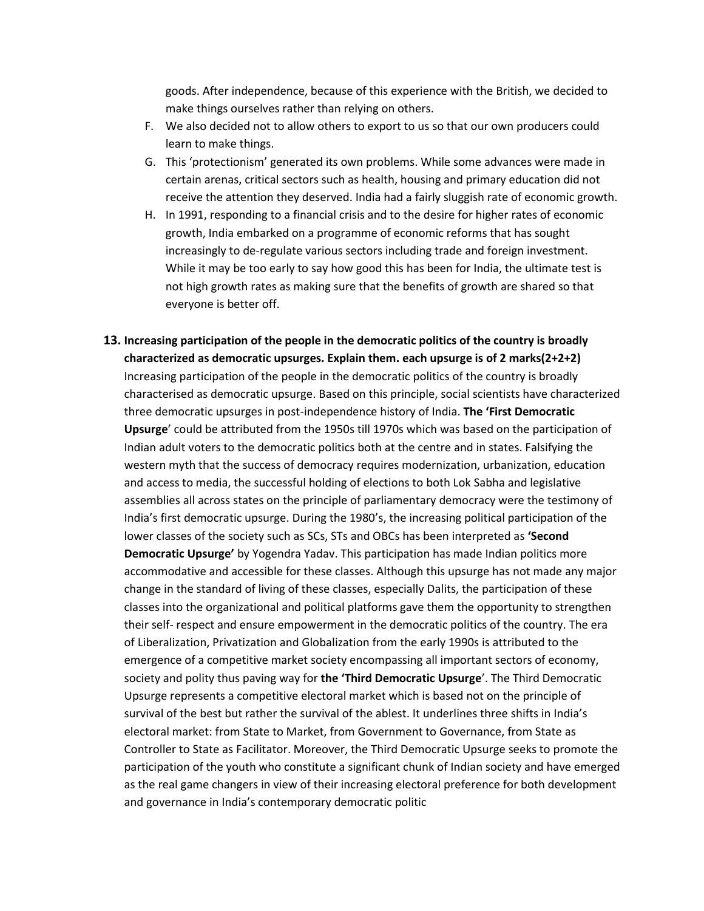goods. After independence, because of this experience with the British, we decided to make things ourselves rather than relying on others.

F. We also decided not to allow others to export to us so that our own producers could learn to make things.
G. This 'protectionism' generated its own problems. While some advances were made in certain arenas, critical sectors such as health, housing and primary education did not receive the attention they deserved. India had a fairly sluggish rate of economic growth.
H. In 1991, responding to a financial crisis and to the desire for higher rates of economic growth, India embarked on a programme of economic reforms that has sought increasingly to de-regulate various sectors including trade and foreign investment. While it may be too early to say how good this has been for India, the ultimate test is not high growth rates as making sure that the benefits of growth are shared so that everyone is better off.

**13. Increasing participation of the people in the democratic politics of the country is broadly characterized as democratic upsurges. Explain them. each upsurge is of 2 marks(2+2+2)**

Increasing participation of the people in the democratic politics of the country is broadly characterised as democratic upsurge. Based on this principle, social scientists have characterized three democratic upsurges in post-independence history of India. **The 'First Democratic Upsurge**' could be attributed from the 1950s till 1970s which was based on the participation of Indian adult voters to the democratic politics both at the centre and in states. Falsifying the western myth that the success of democracy requires modernization, urbanization, education and access to media, the successful holding of elections to both Lok Sabha and legislative assemblies all across states on the principle of parliamentary democracy were the testimony of India's first democratic upsurge. During the 1980's, the increasing political participation of the lower classes of the society such as SCs, STs and OBCs has been interpreted as **'Second Democratic Upsurge'** by Yogendra Yadav. This participation has made Indian politics more accommodative and accessible for these classes. Although this upsurge has not made any major change in the standard of living of these classes, especially Dalits, the participation of these classes into the organizational and political platforms gave them the opportunity to strengthen their self- respect and ensure empowerment in the democratic politics of the country. The era of Liberalization, Privatization and Globalization from the early 1990s is attributed to the emergence of a competitive market society encompassing all important sectors of economy, society and polity thus paving way for **the 'Third Democratic Upsurge**'. The Third Democratic Upsurge represents a competitive electoral market which is based not on the principle of survival of the best but rather the survival of the ablest. It underlines three shifts in India's electoral market: from State to Market, from Government to Governance, from State as Controller to State as Facilitator. Moreover, the Third Democratic Upsurge seeks to promote the participation of the youth who constitute a significant chunk of Indian society and have emerged as the real game changers in view of their increasing electoral preference for both development and governance in India's contemporary democratic politic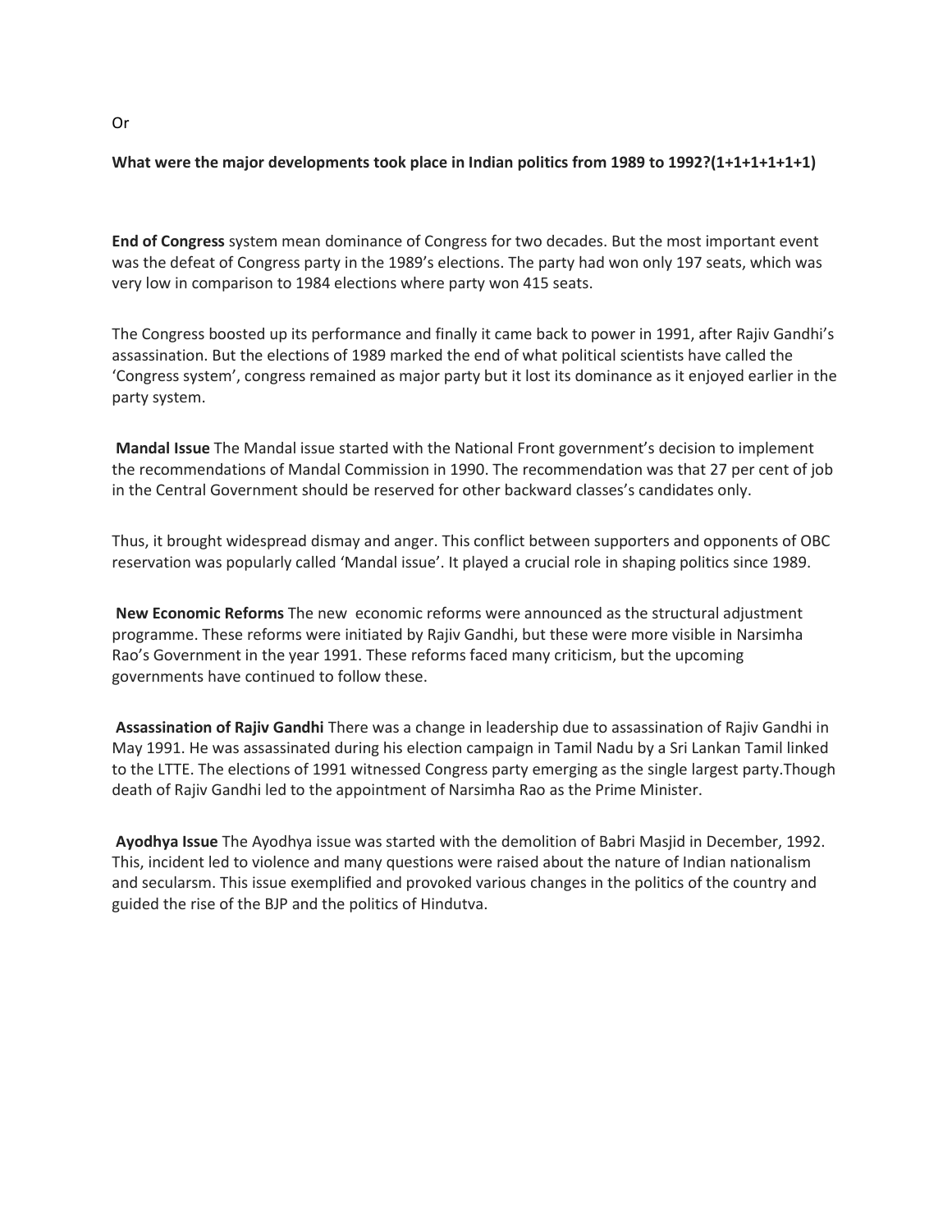Or

**What were the major developments took place in Indian politics from 1989 to 1992?(1+1+1+1+1+1)**

**End of Congress** system mean dominance of Congress for two decades. But the most important event was the defeat of Congress party in the 1989's elections. The party had won only 197 seats, which was very low in comparison to 1984 elections where party won 415 seats.

The Congress boosted up its performance and finally it came back to power in 1991, after Rajiv Gandhi's assassination. But the elections of 1989 marked the end of what political scientists have called the 'Congress system', congress remained as major party but it lost its dominance as it enjoyed earlier in the party system.

**Mandal Issue** The Mandal issue started with the National Front government's decision to implement the recommendations of Mandal Commission in 1990. The recommendation was that 27 per cent of job in the Central Government should be reserved for other backward classes's candidates only.

Thus, it brought widespread dismay and anger. This conflict between supporters and opponents of OBC reservation was popularly called 'Mandal issue'. It played a crucial role in shaping politics since 1989.

**New Economic Reforms** The new economic reforms were announced as the structural adjustment programme. These reforms were initiated by Rajiv Gandhi, but these were more visible in Narsimha Rao's Government in the year 1991. These reforms faced many criticism, but the upcoming governments have continued to follow these.

**Assassination of Rajiv Gandhi** There was a change in leadership due to assassination of Rajiv Gandhi in May 1991. He was assassinated during his election campaign in Tamil Nadu by a Sri Lankan Tamil linked to the LTTE. The elections of 1991 witnessed Congress party emerging as the single largest party.Though death of Rajiv Gandhi led to the appointment of Narsimha Rao as the Prime Minister.

**Ayodhya Issue** The Ayodhya issue was started with the demolition of Babri Masjid in December, 1992. This, incident led to violence and many questions were raised about the nature of Indian nationalism and secularsm. This issue exemplified and provoked various changes in the politics of the country and guided the rise of the BJP and the politics of Hindutva.